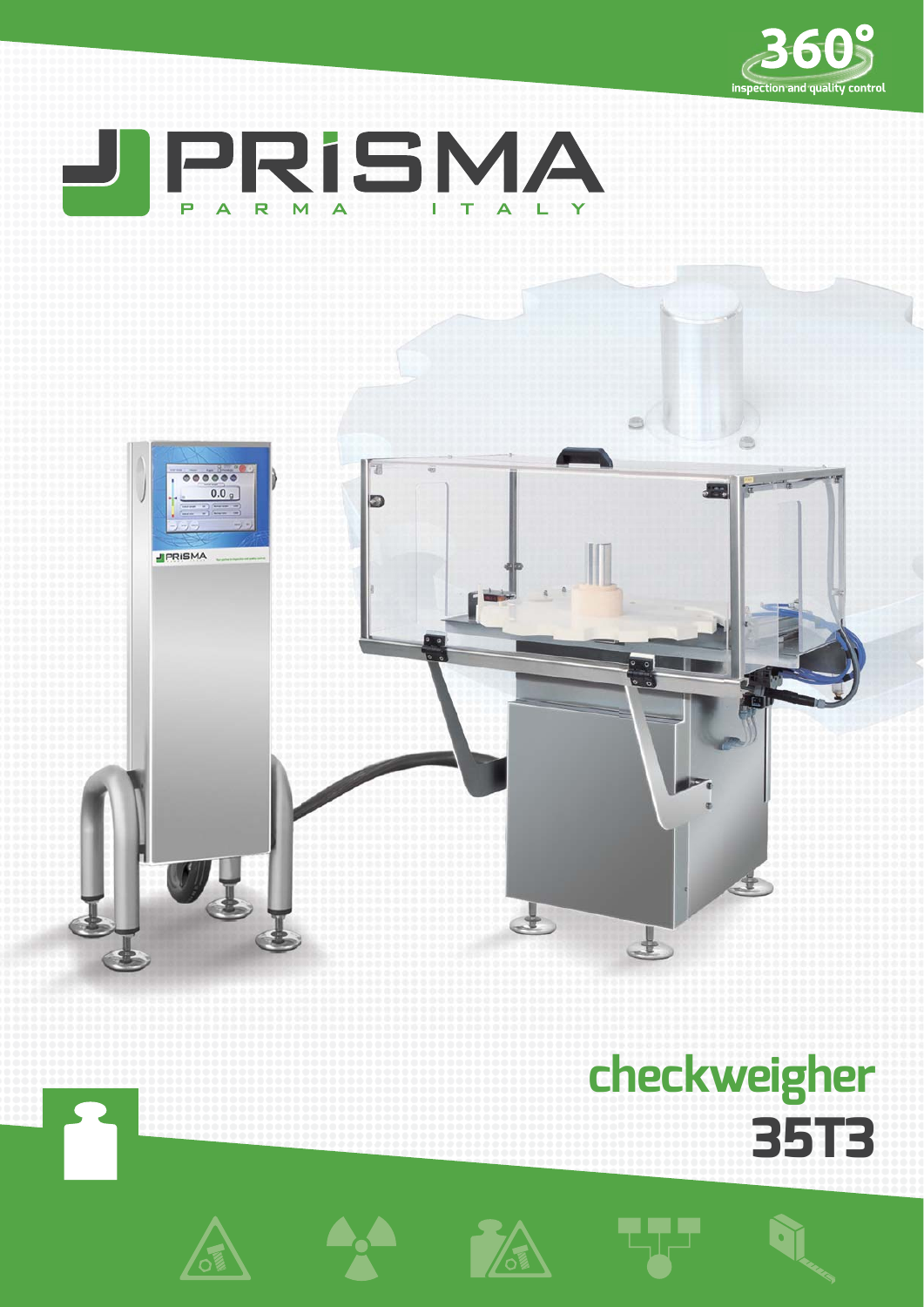360°
inspection and quality control

# PRISMA
PARMA ITALY

# checkweigher
# 35T3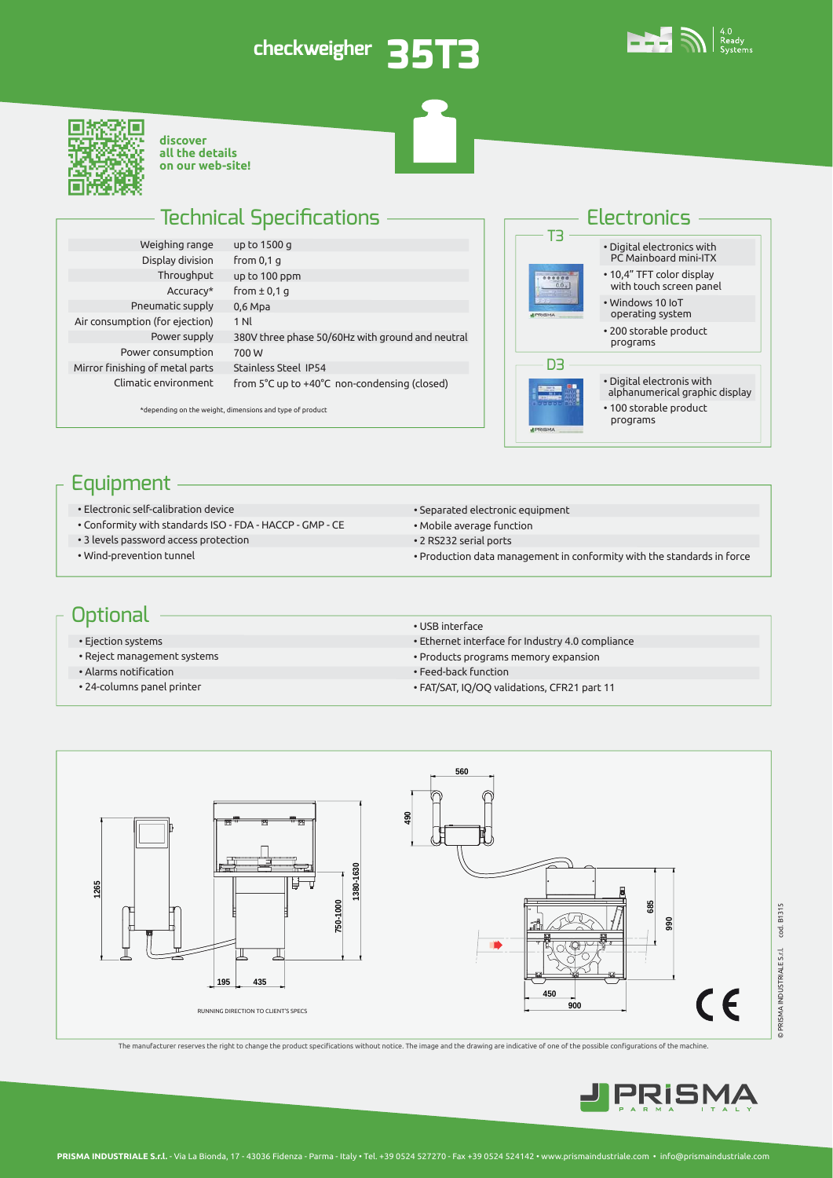# checkweigher 35T3

discover
all the details
on our web-site!

## Technical Specifications

| | |
|---|---|
| Weighing range | up to 1500 g |
| Display division | from 0,1 g |
| Throughput | up to 100 ppm |
| Accuracy* | from ± 0,1 g |
| Pneumatic supply | 0,6 Mpa |
| Air consumption (for ejection) | 1 Nl |
| Power supply | 380V three phase 50/60Hz with ground and neutral |
| Power consumption | 700 W |
| Mirror finishing of metal parts | Stainless Steel IP54 |
| Climatic environment | from 5°C up to +40°C non-condensing (closed) |

*depending on the weight, dimensions and type of product

## Electronics

### T3

- Digital electronics with PC Mainboard mini-ITX
- 10,4" TFT color display with touch screen panel
- Windows 10 IoT operating system
- 200 storable product programs

### D3

- Digital electronics with alphanumerical graphic display
- 100 storable product programs

## Equipment

- Electronic self-calibration device
- Conformity with standards ISO - FDA - HACCP - GMP - CE
- 3 levels password access protection
- Wind-prevention tunnel
- Separated electronic equipment
- Mobile average function
- 2 RS232 serial ports
- Production data management in conformity with the standards in force

## Optional

- Ejection systems
- Reject management systems
- Alarms notification
- 24-columns panel printer
- USB interface
- Ethernet interface for Industry 4.0 compliance
- Products programs memory expansion
- Feed-back function
- FAT/SAT, IQ/OQ validations, CFR21 part 11

1265
195
435
750-1000
1380-1630
560
490
685
990
450
900

RUNNING DIRECTION TO CLIENT'S SPECS

The manufacturer reserves the right to change the product specifications without notice. The image and the drawing are indicative of one of the possible configurations of the machine.

© PRISMA INDUSTRIALE S.r.l. cod. B1315

**PRISMA INDUSTRIALE S.r.l.** - Via La Bionda, 17 - 43036 Fidenza - Parma - Italy • Tel. +39 0524 527270 - Fax +39 0524 524142 • www.prismaindustriale.com • info@prismaindustriale.com